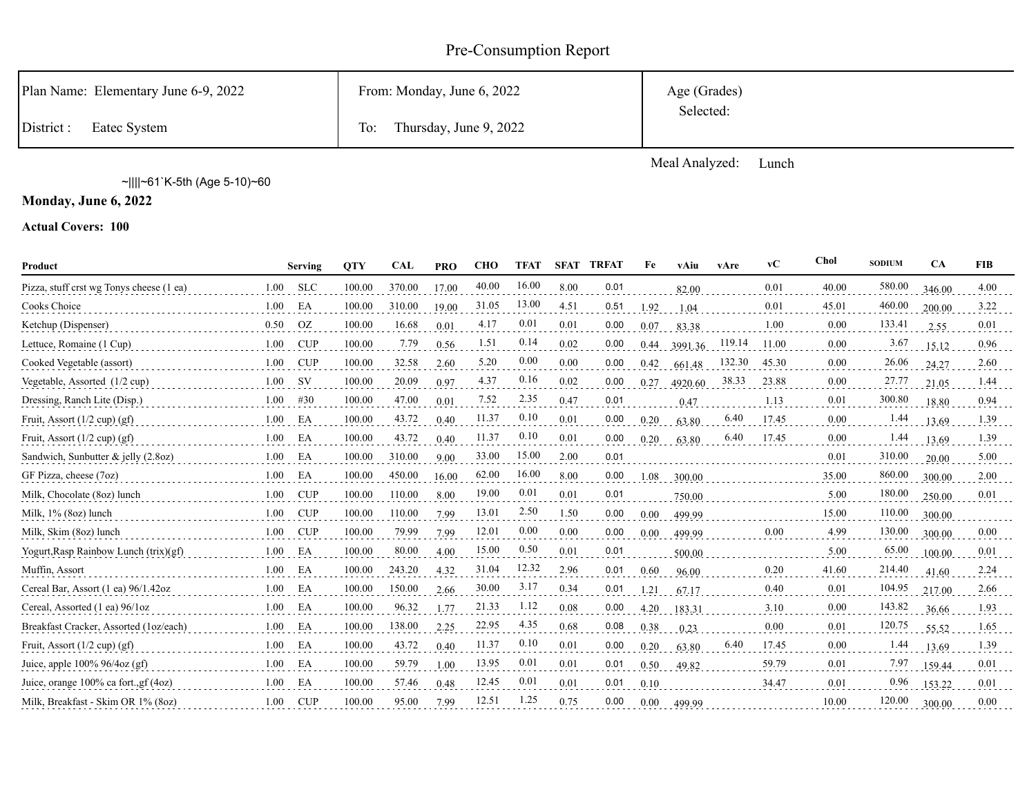# Pre-Consumption Report

| Plan Name: Elementary June 6-9, 2022 | From: Monday, June 6, 2022 | Age (Grades) Selected: |
|---|---|---|
| District : Eatec System | To: Thursday, June 9, 2022 | |

Meal Analyzed: Lunch

~||||~61`K-5th (Age 5-10)~60

**Monday, June 6, 2022**

**Actual Covers: 100**

| Product | Serving | | QTY | CAL | PRO | CHO | TFAT | SFAT | TRFAT | Fe | vAiu | vAre | vC | Chol | SODIUM | CA | FIB |
|---|---|---|---|---|---|---|---|---|---|---|---|---|---|---|---|---|---|
| Pizza, stuff crst wg Tonys cheese (1 ea) | 1.00 | SLC | 100.00 | 370.00 | 17.00 | 40.00 | 16.00 | 8.00 | 0.01 | | 82.00 | | 0.01 | 40.00 | 580.00 | 346.00 | 4.00 |
| Cooks Choice | 1.00 | EA | 100.00 | 310.00 | 19.00 | 31.05 | 13.00 | 4.51 | 0.51 | 1.92 | 1.04 | | 0.01 | 45.01 | 460.00 | 200.00 | 3.22 |
| Ketchup (Dispenser) | 0.50 | OZ | 100.00 | 16.68 | 0.01 | 4.17 | 0.01 | 0.01 | 0.00 | 0.07 | 83.38 | | 1.00 | 0.00 | 133.41 | 2.55 | 0.01 |
| Lettuce, Romaine (1 Cup) | 1.00 | CUP | 100.00 | 7.79 | 0.56 | 1.51 | 0.14 | 0.02 | 0.00 | 0.44 | 3991.36 | 119.14 | 11.00 | 0.00 | 3.67 | 15.12 | 0.96 |
| Cooked Vegetable (assort) | 1.00 | CUP | 100.00 | 32.58 | 2.60 | 5.20 | 0.00 | 0.00 | 0.00 | 0.42 | 661.48 | 132.30 | 45.30 | 0.00 | 26.06 | 24.27 | 2.60 |
| Vegetable, Assorted (1/2 cup) | 1.00 | SV | 100.00 | 20.09 | 0.97 | 4.37 | 0.16 | 0.02 | 0.00 | 0.27 | 4920.60 | 38.33 | 23.88 | 0.00 | 27.77 | 21.05 | 1.44 |
| Dressing, Ranch Lite (Disp.) | 1.00 | #30 | 100.00 | 47.00 | 0.01 | 7.52 | 2.35 | 0.47 | 0.01 | | 0.47 | | 1.13 | 0.01 | 300.80 | 18.80 | 0.94 |
| Fruit, Assort (1/2 cup) (gf) | 1.00 | EA | 100.00 | 43.72 | 0.40 | 11.37 | 0.10 | 0.01 | 0.00 | 0.20 | 63.80 | 6.40 | 17.45 | 0.00 | 1.44 | 13.69 | 1.39 |
| Fruit, Assort (1/2 cup) (gf) | 1.00 | EA | 100.00 | 43.72 | 0.40 | 11.37 | 0.10 | 0.01 | 0.00 | 0.20 | 63.80 | 6.40 | 17.45 | 0.00 | 1.44 | 13.69 | 1.39 |
| Sandwich, Sunbutter & jelly (2.8oz) | 1.00 | EA | 100.00 | 310.00 | 9.00 | 33.00 | 15.00 | 2.00 | 0.01 | | | | | 0.01 | 310.00 | 20.00 | 5.00 |
| GF Pizza, cheese (7oz) | 1.00 | EA | 100.00 | 450.00 | 16.00 | 62.00 | 16.00 | 8.00 | 0.00 | 1.08 | 300.00 | | | 35.00 | 860.00 | 300.00 | 2.00 |
| Milk, Chocolate (8oz) lunch | 1.00 | CUP | 100.00 | 110.00 | 8.00 | 19.00 | 0.01 | 0.01 | 0.01 | | 750.00 | | | 5.00 | 180.00 | 250.00 | 0.01 |
| Milk, 1% (8oz) lunch | 1.00 | CUP | 100.00 | 110.00 | 7.99 | 13.01 | 2.50 | 1.50 | 0.00 | 0.00 | 499.99 | | | 15.00 | 110.00 | 300.00 | |
| Milk, Skim (8oz) lunch | 1.00 | CUP | 100.00 | 79.99 | 7.99 | 12.01 | 0.00 | 0.00 | 0.00 | 0.00 | 499.99 | | 0.00 | 4.99 | 130.00 | 300.00 | 0.00 |
| Yogurt,Rasp Rainbow Lunch (trix)(gf) | 1.00 | EA | 100.00 | 80.00 | 4.00 | 15.00 | 0.50 | 0.01 | 0.01 | | 500.00 | | | 5.00 | 65.00 | 100.00 | 0.01 |
| Muffin, Assort | 1.00 | EA | 100.00 | 243.20 | 4.32 | 31.04 | 12.32 | 2.96 | 0.01 | 0.60 | 96.00 | | 0.20 | 41.60 | 214.40 | 41.60 | 2.24 |
| Cereal Bar, Assort (1 ea) 96/1.42oz | 1.00 | EA | 100.00 | 150.00 | 2.66 | 30.00 | 3.17 | 0.34 | 0.01 | 1.21 | 67.17 | | 0.40 | 0.01 | 104.95 | 217.00 | 2.66 |
| Cereal, Assorted (1 ea) 96/1oz | 1.00 | EA | 100.00 | 96.32 | 1.77 | 21.33 | 1.12 | 0.08 | 0.00 | 4.20 | 183.31 | | 3.10 | 0.00 | 143.82 | 36.66 | 1.93 |
| Breakfast Cracker, Assorted (1oz/each) | 1.00 | EA | 100.00 | 138.00 | 2.25 | 22.95 | 4.35 | 0.68 | 0.08 | 0.38 | 0.23 | | 0.00 | 0.01 | 120.75 | 55.52 | 1.65 |
| Fruit, Assort (1/2 cup) (gf) | 1.00 | EA | 100.00 | 43.72 | 0.40 | 11.37 | 0.10 | 0.01 | 0.00 | 0.20 | 63.80 | 6.40 | 17.45 | 0.00 | 1.44 | 13.69 | 1.39 |
| Juice, apple 100% 96/4oz (gf) | 1.00 | EA | 100.00 | 59.79 | 1.00 | 13.95 | 0.01 | 0.01 | 0.01 | 0.50 | 49.82 | | 59.79 | 0.01 | 7.97 | 159.44 | 0.01 |
| Juice, orange 100% ca fort.,gf (4oz) | 1.00 | EA | 100.00 | 57.46 | 0.48 | 12.45 | 0.01 | 0.01 | 0.01 | 0.10 | | | 34.47 | 0.01 | 0.96 | 153.22 | 0.01 |
| Milk, Breakfast - Skim OR 1% (8oz) | 1.00 | CUP | 100.00 | 95.00 | 7.99 | 12.51 | 1.25 | 0.75 | 0.00 | 0.00 | 499.99 | | | 10.00 | 120.00 | 300.00 | 0.00 |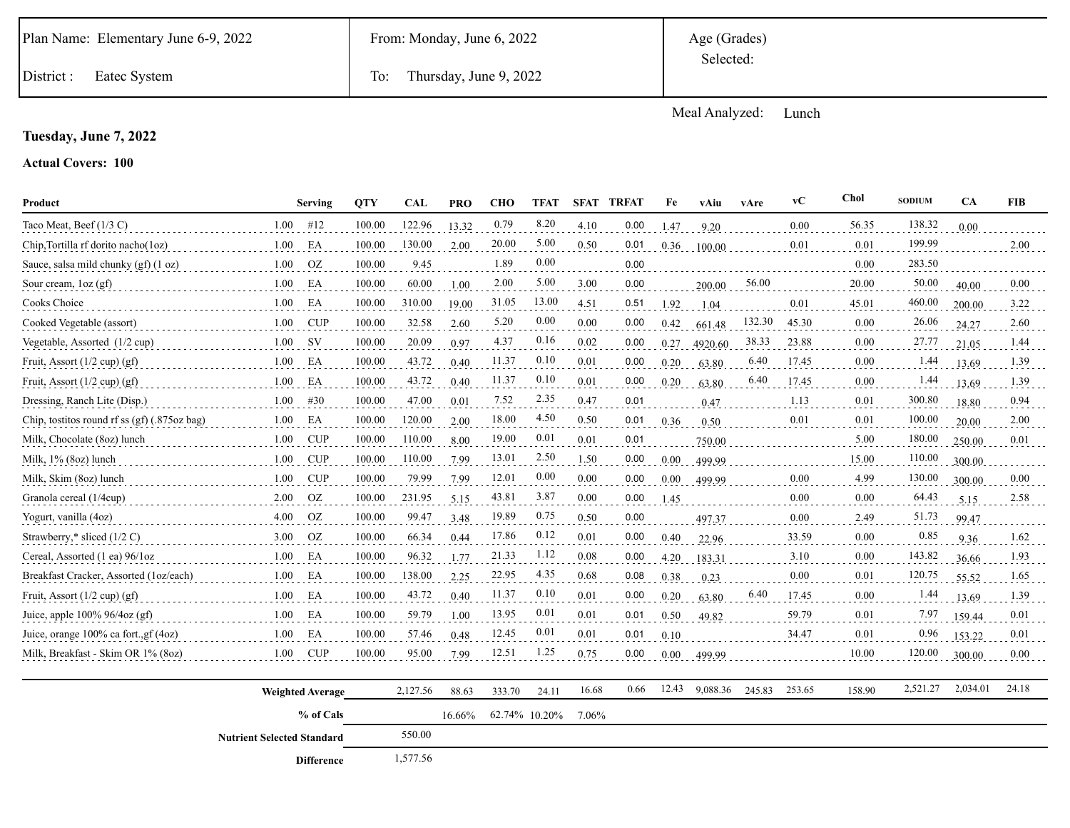| Plan Name: Elementary June 6-9, 2022 | From: Monday, June 6, 2022 | Age (Grades) Selected: |
|---|---|---|
| District : Eatec System | To: Thursday, June 9, 2022 | |

Meal Analyzed: Lunch

**Tuesday, June 7, 2022**

**Actual Covers: 100**

| Product | | Serving | QTY | CAL | PRO | CHO | TFAT | SFAT | TRFAT | Fe | vAiu | vAre | vC | Chol | SODIUM | CA | FIB |
|---|---|---|---|---|---|---|---|---|---|---|---|---|---|---|---|---|---|
| Taco Meat, Beef (1/3 C) | 1.00 | #12 | 100.00 | 122.96 | 13.32 | 0.79 | 8.20 | 4.10 | 0.00 | 1.47 | 9.20 | | 0.00 | 56.35 | 138.32 | 0.00 | |
| Chip,Tortilla rf dorito nacho(1oz) | 1.00 | EA | 100.00 | 130.00 | 2.00 | 20.00 | 5.00 | 0.50 | 0.01 | 0.36 | 100.00 | | 0.01 | 0.01 | 199.99 | | 2.00 |
| Sauce, salsa mild chunky (gf) (1 oz) | 1.00 | OZ | 100.00 | 9.45 | | 1.89 | 0.00 | | 0.00 | | | | | 0.00 | 283.50 | | |
| Sour cream, 1oz (gf) | 1.00 | EA | 100.00 | 60.00 | 1.00 | 2.00 | 5.00 | 3.00 | 0.00 | | 200.00 | 56.00 | | 20.00 | 50.00 | 40.00 | 0.00 |
| Cooks Choice | 1.00 | EA | 100.00 | 310.00 | 19.00 | 31.05 | 13.00 | 4.51 | 0.51 | 1.92 | 1.04 | | 0.01 | 45.01 | 460.00 | 200.00 | 3.22 |
| Cooked Vegetable (assort) | 1.00 | CUP | 100.00 | 32.58 | 2.60 | 5.20 | 0.00 | 0.00 | 0.00 | 0.42 | 661.48 | 132.30 | 45.30 | 0.00 | 26.06 | 24.27 | 2.60 |
| Vegetable, Assorted (1/2 cup) | 1.00 | SV | 100.00 | 20.09 | 0.97 | 4.37 | 0.16 | 0.02 | 0.00 | 0.27 | 4920.60 | 38.33 | 23.88 | 0.00 | 27.77 | 21.05 | 1.44 |
| Fruit, Assort (1/2 cup) (gf) | 1.00 | EA | 100.00 | 43.72 | 0.40 | 11.37 | 0.10 | 0.01 | 0.00 | 0.20 | 63.80 | 6.40 | 17.45 | 0.00 | 1.44 | 13.69 | 1.39 |
| Fruit, Assort (1/2 cup) (gf) | 1.00 | EA | 100.00 | 43.72 | 0.40 | 11.37 | 0.10 | 0.01 | 0.00 | 0.20 | 63.80 | 6.40 | 17.45 | 0.00 | 1.44 | 13.69 | 1.39 |
| Dressing, Ranch Lite (Disp.) | 1.00 | #30 | 100.00 | 47.00 | 0.01 | 7.52 | 2.35 | 0.47 | 0.01 | | 0.47 | | 1.13 | 0.01 | 300.80 | 18.80 | 0.94 |
| Chip, tostitos round rf ss (gf) (.875oz bag) | 1.00 | EA | 100.00 | 120.00 | 2.00 | 18.00 | 4.50 | 0.50 | 0.01 | 0.36 | 0.50 | | 0.01 | 0.01 | 100.00 | 20.00 | 2.00 |
| Milk, Chocolate (8oz) lunch | 1.00 | CUP | 100.00 | 110.00 | 8.00 | 19.00 | 0.01 | 0.01 | 0.01 | | 750.00 | | | 5.00 | 180.00 | 250.00 | 0.01 |
| Milk, 1% (8oz) lunch | 1.00 | CUP | 100.00 | 110.00 | 7.99 | 13.01 | 2.50 | 1.50 | 0.00 | 0.00 | 499.99 | | | 15.00 | 110.00 | 300.00 | |
| Milk, Skim (8oz) lunch | 1.00 | CUP | 100.00 | 79.99 | 7.99 | 12.01 | 0.00 | 0.00 | 0.00 | 0.00 | 499.99 | | 0.00 | 4.99 | 130.00 | 300.00 | 0.00 |
| Granola cereal (1/4cup) | 2.00 | OZ | 100.00 | 231.95 | 5.15 | 43.81 | 3.87 | 0.00 | 0.00 | 1.45 | | | 0.00 | 0.00 | 64.43 | 5.15 | 2.58 |
| Yogurt, vanilla (4oz) | 4.00 | OZ | 100.00 | 99.47 | 3.48 | 19.89 | 0.75 | 0.50 | 0.00 | | 497.37 | | 0.00 | 2.49 | 51.73 | 99.47 | |
| Strawberry,* sliced (1/2 C) | 3.00 | OZ | 100.00 | 66.34 | 0.44 | 17.86 | 0.12 | 0.01 | 0.00 | 0.40 | 22.96 | | 33.59 | 0.00 | 0.85 | 9.36 | 1.62 |
| Cereal, Assorted (1 ea) 96/1oz | 1.00 | EA | 100.00 | 96.32 | 1.77 | 21.33 | 1.12 | 0.08 | 0.00 | 4.20 | 183.31 | | 3.10 | 0.00 | 143.82 | 36.66 | 1.93 |
| Breakfast Cracker, Assorted (1oz/each) | 1.00 | EA | 100.00 | 138.00 | 2.25 | 22.95 | 4.35 | 0.68 | 0.08 | 0.38 | 0.23 | | 0.00 | 0.01 | 120.75 | 55.52 | 1.65 |
| Fruit, Assort (1/2 cup) (gf) | 1.00 | EA | 100.00 | 43.72 | 0.40 | 11.37 | 0.10 | 0.01 | 0.00 | 0.20 | 63.80 | 6.40 | 17.45 | 0.00 | 1.44 | 13.69 | 1.39 |
| Juice, apple 100% 96/4oz (gf) | 1.00 | EA | 100.00 | 59.79 | 1.00 | 13.95 | 0.01 | 0.01 | 0.01 | 0.50 | 49.82 | | 59.79 | 0.01 | 7.97 | 159.44 | 0.01 |
| Juice, orange 100% ca fort.,gf (4oz) | 1.00 | EA | 100.00 | 57.46 | 0.48 | 12.45 | 0.01 | 0.01 | 0.01 | 0.10 | | | 34.47 | 0.01 | 0.96 | 153.22 | 0.01 |
| Milk, Breakfast - Skim OR 1% (8oz) | 1.00 | CUP | 100.00 | 95.00 | 7.99 | 12.51 | 1.25 | 0.75 | 0.00 | 0.00 | 499.99 | | | 10.00 | 120.00 | 300.00 | 0.00 |
| **Weighted Average** | | | | 2,127.56 | 88.63 | 333.70 | 24.11 | 16.68 | 0.66 | 12.43 | 9,088.36 | 245.83 | 253.65 | 158.90 | 2,521.27 | 2,034.01 | 24.18 |
| **% of Cals** | | | | | 16.66% | 62.74% | 10.20% | 7.06% | | | | | | | | | |
| **Nutrient Selected Standard** | | | | 550.00 | | | | | | | | | | | | | |
| **Difference** | | | | 1,577.56 | | | | | | | | | | | | | |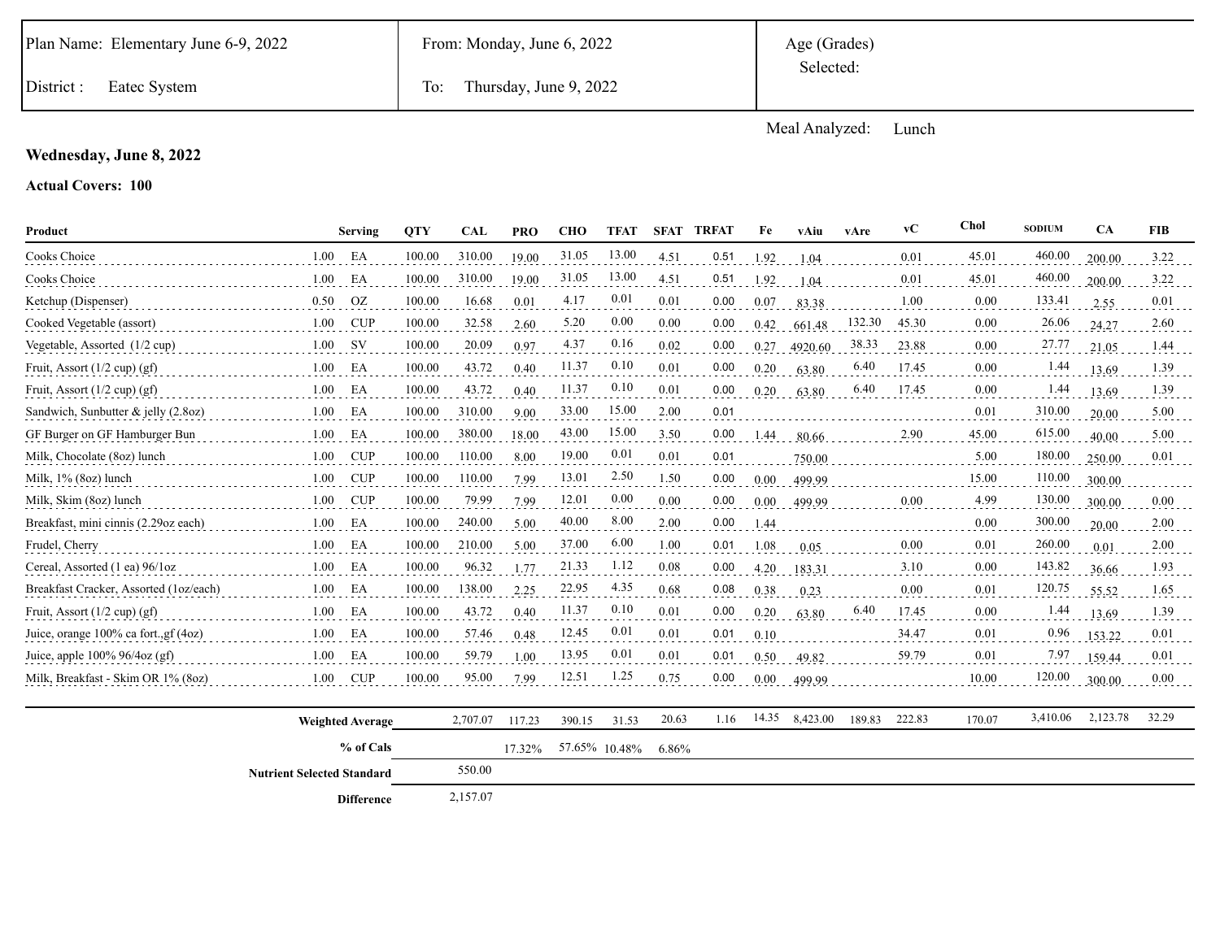| Plan Name: Elementary June 6-9, 2022 | From: Monday, June 6, 2022 | Age (Grades) Selected: |
|---|---|---|
| District : Eatec System | To: Thursday, June 9, 2022 | |

Meal Analyzed: Lunch

**Wednesday, June 8, 2022**

**Actual Covers: 100**

| Product | Serving | | QTY | CAL | PRO | CHO | TFAT | SFAT | TRFAT | Fe | vAiu | vAre | vC | Chol | SODIUM | CA | FIB |
|---|---|---|---|---|---|---|---|---|---|---|---|---|---|---|---|---|---|
| Cooks Choice | 1.00 | EA | 100.00 | 310.00 | 19.00 | 31.05 | 13.00 | 4.51 | 0.51 | 1.92 | 1.04 | | 0.01 | 45.01 | 460.00 | 200.00 | 3.22 |
| Cooks Choice | 1.00 | EA | 100.00 | 310.00 | 19.00 | 31.05 | 13.00 | 4.51 | 0.51 | 1.92 | 1.04 | | 0.01 | 45.01 | 460.00 | 200.00 | 3.22 |
| Ketchup (Dispenser) | 0.50 | OZ | 100.00 | 16.68 | 0.01 | 4.17 | 0.01 | 0.01 | 0.00 | 0.07 | 83.38 | | 1.00 | 0.00 | 133.41 | 2.55 | 0.01 |
| Cooked Vegetable (assort) | 1.00 | CUP | 100.00 | 32.58 | 2.60 | 5.20 | 0.00 | 0.00 | 0.00 | 0.42 | 661.48 | 132.30 | 45.30 | 0.00 | 26.06 | 24.27 | 2.60 |
| Vegetable, Assorted (1/2 cup) | 1.00 | SV | 100.00 | 20.09 | 0.97 | 4.37 | 0.16 | 0.02 | 0.00 | 0.27 | 4920.60 | 38.33 | 23.88 | 0.00 | 27.77 | 21.05 | 1.44 |
| Fruit, Assort (1/2 cup) (gf) | 1.00 | EA | 100.00 | 43.72 | 0.40 | 11.37 | 0.10 | 0.01 | 0.00 | 0.20 | 63.80 | 6.40 | 17.45 | 0.00 | 1.44 | 13.69 | 1.39 |
| Fruit, Assort (1/2 cup) (gf) | 1.00 | EA | 100.00 | 43.72 | 0.40 | 11.37 | 0.10 | 0.01 | 0.00 | 0.20 | 63.80 | 6.40 | 17.45 | 0.00 | 1.44 | 13.69 | 1.39 |
| Sandwich, Sunbutter & jelly (2.8oz) | 1.00 | EA | 100.00 | 310.00 | 9.00 | 33.00 | 15.00 | 2.00 | 0.01 | | | | | 0.01 | 310.00 | 20.00 | 5.00 |
| GF Burger on GF Hamburger Bun | 1.00 | EA | 100.00 | 380.00 | 18.00 | 43.00 | 15.00 | 3.50 | 0.00 | 1.44 | 80.66 | | 2.90 | 45.00 | 615.00 | 40.00 | 5.00 |
| Milk, Chocolate (8oz) lunch | 1.00 | CUP | 100.00 | 110.00 | 8.00 | 19.00 | 0.01 | 0.01 | 0.01 | | 750.00 | | | 5.00 | 180.00 | 250.00 | 0.01 |
| Milk, 1% (8oz) lunch | 1.00 | CUP | 100.00 | 110.00 | 7.99 | 13.01 | 2.50 | 1.50 | 0.00 | 0.00 | 499.99 | | | 15.00 | 110.00 | 300.00 | |
| Milk, Skim (8oz) lunch | 1.00 | CUP | 100.00 | 79.99 | 7.99 | 12.01 | 0.00 | 0.00 | 0.00 | 0.00 | 499.99 | | 0.00 | 4.99 | 130.00 | 300.00 | 0.00 |
| Breakfast, mini cinnis (2.29oz each) | 1.00 | EA | 100.00 | 240.00 | 5.00 | 40.00 | 8.00 | 2.00 | 0.00 | 1.44 | | | | 0.00 | 300.00 | 20.00 | 2.00 |
| Frudel, Cherry | 1.00 | EA | 100.00 | 210.00 | 5.00 | 37.00 | 6.00 | 1.00 | 0.01 | 1.08 | 0.05 | | 0.00 | 0.01 | 260.00 | 0.01 | 2.00 |
| Cereal, Assorted (1 ea) 96/1oz | 1.00 | EA | 100.00 | 96.32 | 1.77 | 21.33 | 1.12 | 0.08 | 0.00 | 4.20 | 183.31 | | 3.10 | 0.00 | 143.82 | 36.66 | 1.93 |
| Breakfast Cracker, Assorted (1oz/each) | 1.00 | EA | 100.00 | 138.00 | 2.25 | 22.95 | 4.35 | 0.68 | 0.08 | 0.38 | 0.23 | | 0.00 | 0.01 | 120.75 | 55.52 | 1.65 |
| Fruit, Assort (1/2 cup) (gf) | 1.00 | EA | 100.00 | 43.72 | 0.40 | 11.37 | 0.10 | 0.01 | 0.00 | 0.20 | 63.80 | 6.40 | 17.45 | 0.00 | 1.44 | 13.69 | 1.39 |
| Juice, orange 100% ca fort.,gf (4oz) | 1.00 | EA | 100.00 | 57.46 | 0.48 | 12.45 | 0.01 | 0.01 | 0.01 | 0.10 | | | 34.47 | 0.01 | 0.96 | 153.22 | 0.01 |
| Juice, apple 100% 96/4oz (gf) | 1.00 | EA | 100.00 | 59.79 | 1.00 | 13.95 | 0.01 | 0.01 | 0.01 | 0.50 | 49.82 | | 59.79 | 0.01 | 7.97 | 159.44 | 0.01 |
| Milk, Breakfast - Skim OR 1% (8oz) | 1.00 | CUP | 100.00 | 95.00 | 7.99 | 12.51 | 1.25 | 0.75 | 0.00 | 0.00 | 499.99 | | | 10.00 | 120.00 | 300.00 | 0.00 |
| **Weighted Average** | | | | 2,707.07 | 117.23 | 390.15 | 31.53 | 20.63 | 1.16 | 14.35 | 8,423.00 | 189.83 | 222.83 | 170.07 | 3,410.06 | 2,123.78 | 32.29 |
| **% of Cals** | | | | | 17.32% | 57.65% | 10.48% | 6.86% | | | | | | | | | |
| **Nutrient Selected Standard** | | | | 550.00 | | | | | | | | | | | | | |
| **Difference** | | | | 2,157.07 | | | | | | | | | | | | | |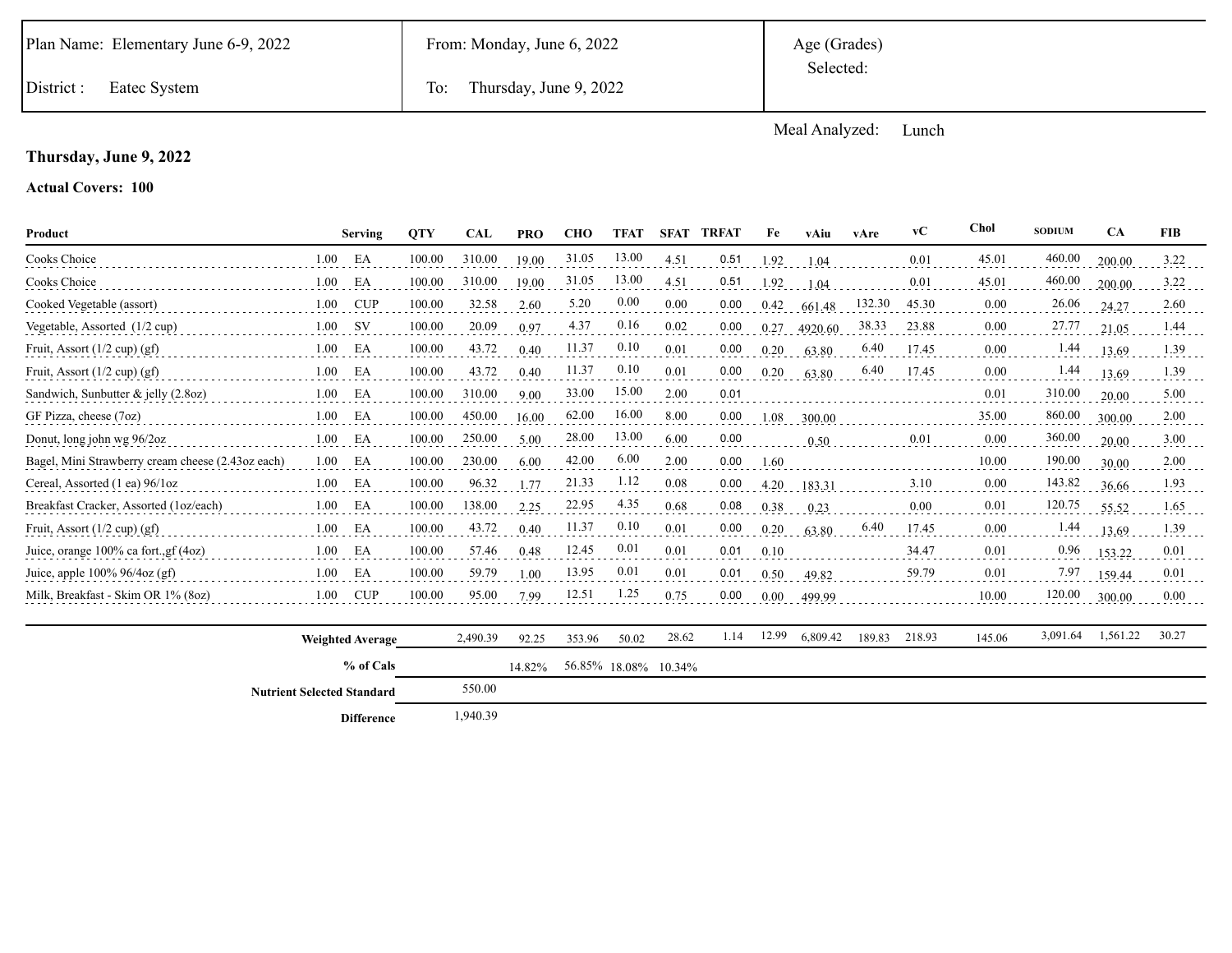| | | |
|---|---|---|
| Plan Name: Elementary June 6-9, 2022<br>District : Eatec System | From: Monday, June 6, 2022<br>To: Thursday, June 9, 2022 | Age (Grades) Selected: |

Meal Analyzed: Lunch

**Thursday, June 9, 2022**

**Actual Covers: 100**

| Product | Serving | | QTY | CAL | PRO | CHO | TFAT | SFAT | TRFAT | Fe | vAiu | vAre | vC | Chol | SODIUM | CA | FIB |
|---|---|---|---|---|---|---|---|---|---|---|---|---|---|---|---|---|---|
| Cooks Choice | 1.00 | EA | 100.00 | 310.00 | 19.00 | 31.05 | 13.00 | 4.51 | 0.51 | 1.92 | 1.04 | | 0.01 | 45.01 | 460.00 | 200.00 | 3.22 |
| Cooks Choice | 1.00 | EA | 100.00 | 310.00 | 19.00 | 31.05 | 13.00 | 4.51 | 0.51 | 1.92 | 1.04 | | 0.01 | 45.01 | 460.00 | 200.00 | 3.22 |
| Cooked Vegetable (assort) | 1.00 | CUP | 100.00 | 32.58 | 2.60 | 5.20 | 0.00 | 0.00 | 0.00 | 0.42 | 661.48 | 132.30 | 45.30 | 0.00 | 26.06 | 24.27 | 2.60 |
| Vegetable, Assorted (1/2 cup) | 1.00 | SV | 100.00 | 20.09 | 0.97 | 4.37 | 0.16 | 0.02 | 0.00 | 0.27 | 4920.60 | 38.33 | 23.88 | 0.00 | 27.77 | 21.05 | 1.44 |
| Fruit, Assort (1/2 cup) (gf) | 1.00 | EA | 100.00 | 43.72 | 0.40 | 11.37 | 0.10 | 0.01 | 0.00 | 0.20 | 63.80 | 6.40 | 17.45 | 0.00 | 1.44 | 13.69 | 1.39 |
| Fruit, Assort (1/2 cup) (gf) | 1.00 | EA | 100.00 | 43.72 | 0.40 | 11.37 | 0.10 | 0.01 | 0.00 | 0.20 | 63.80 | 6.40 | 17.45 | 0.00 | 1.44 | 13.69 | 1.39 |
| Sandwich, Sunbutter & jelly (2.8oz) | 1.00 | EA | 100.00 | 310.00 | 9.00 | 33.00 | 15.00 | 2.00 | 0.01 | | | | | 0.01 | 310.00 | 20.00 | 5.00 |
| GF Pizza, cheese (7oz) | 1.00 | EA | 100.00 | 450.00 | 16.00 | 62.00 | 16.00 | 8.00 | 0.00 | 1.08 | 300.00 | | | 35.00 | 860.00 | 300.00 | 2.00 |
| Donut, long john wg 96/2oz | 1.00 | EA | 100.00 | 250.00 | 5.00 | 28.00 | 13.00 | 6.00 | 0.00 | | 0.50 | | 0.01 | 0.00 | 360.00 | 20.00 | 3.00 |
| Bagel, Mini Strawberry cream cheese (2.43oz each) | 1.00 | EA | 100.00 | 230.00 | 6.00 | 42.00 | 6.00 | 2.00 | 0.00 | 1.60 | | | | 10.00 | 190.00 | 30.00 | 2.00 |
| Cereal, Assorted (1 ea) 96/1oz | 1.00 | EA | 100.00 | 96.32 | 1.77 | 21.33 | 1.12 | 0.08 | 0.00 | 4.20 | 183.31 | | 3.10 | 0.00 | 143.82 | 36.66 | 1.93 |
| Breakfast Cracker, Assorted (1oz/each) | 1.00 | EA | 100.00 | 138.00 | 2.25 | 22.95 | 4.35 | 0.68 | 0.08 | 0.38 | 0.23 | | 0.00 | 0.01 | 120.75 | 55.52 | 1.65 |
| Fruit, Assort (1/2 cup) (gf) | 1.00 | EA | 100.00 | 43.72 | 0.40 | 11.37 | 0.10 | 0.01 | 0.00 | 0.20 | 63.80 | 6.40 | 17.45 | 0.00 | 1.44 | 13.69 | 1.39 |
| Juice, orange 100% ca fort.,gf (4oz) | 1.00 | EA | 100.00 | 57.46 | 0.48 | 12.45 | 0.01 | 0.01 | 0.01 | 0.10 | | | 34.47 | 0.01 | 0.96 | 153.22 | 0.01 |
| Juice, apple 100% 96/4oz (gf) | 1.00 | EA | 100.00 | 59.79 | 1.00 | 13.95 | 0.01 | 0.01 | 0.01 | 0.50 | 49.82 | | 59.79 | 0.01 | 7.97 | 159.44 | 0.01 |
| Milk, Breakfast - Skim OR 1% (8oz) | 1.00 | CUP | 100.00 | 95.00 | 7.99 | 12.51 | 1.25 | 0.75 | 0.00 | 0.00 | 499.99 | | | 10.00 | 120.00 | 300.00 | 0.00 |
| **Weighted Average** | | | | 2,490.39 | 92.25 | 353.96 | 50.02 | 28.62 | 1.14 | 12.99 | 6,809.42 | 189.83 | 218.93 | 145.06 | 3,091.64 | 1,561.22 | 30.27 |
| **% of Cals** | | | | | 14.82% | 56.85% | 18.08% | 10.34% | | | | | | | | | |
| **Nutrient Selected Standard** | | | | 550.00 | | | | | | | | | | | | | |
| **Difference** | | | | 1,940.39 | | | | | | | | | | | | | |